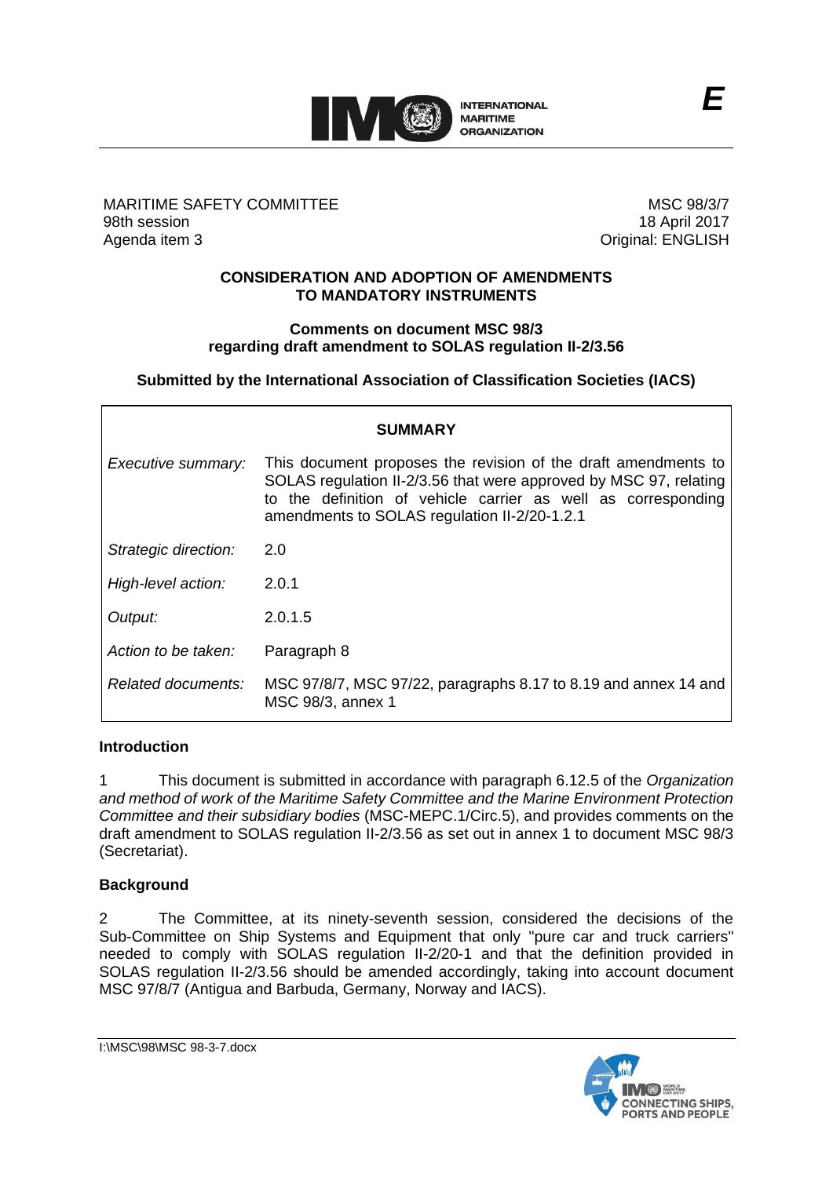E

MARITIME SAFETY COMMITTEE
98th session
Agenda item 3

MSC 98/3/7
18 April 2017
Original: ENGLISH

## CONSIDERATION AND ADOPTION OF AMENDMENTS TO MANDATORY INSTRUMENTS

### Comments on document MSC 98/3 regarding draft amendment to SOLAS regulation II-2/3.56

### Submitted by the International Association of Classification Societies (IACS)

| SUMMARY | |
| --- | --- |
| *Executive summary:* | This document proposes the revision of the draft amendments to SOLAS regulation II-2/3.56 that were approved by MSC 97, relating to the definition of vehicle carrier as well as corresponding amendments to SOLAS regulation II-2/20-1.2.1 |
| *Strategic direction:* | 2.0 |
| *High-level action:* | 2.0.1 |
| *Output:* | 2.0.1.5 |
| *Action to be taken:* | Paragraph 8 |
| *Related documents:* | MSC 97/8/7, MSC 97/22, paragraphs 8.17 to 8.19 and annex 14 and MSC 98/3, annex 1 |

**Introduction**

1 This document is submitted in accordance with paragraph 6.12.5 of the *Organization and method of work of the Maritime Safety Committee and the Marine Environment Protection Committee and their subsidiary bodies* (MSC-MEPC.1/Circ.5), and provides comments on the draft amendment to SOLAS regulation II-2/3.56 as set out in annex 1 to document MSC 98/3 (Secretariat).

**Background**

2 The Committee, at its ninety-seventh session, considered the decisions of the Sub-Committee on Ship Systems and Equipment that only "pure car and truck carriers" needed to comply with SOLAS regulation II-2/20-1 and that the definition provided in SOLAS regulation II-2/3.56 should be amended accordingly, taking into account document MSC 97/8/7 (Antigua and Barbuda, Germany, Norway and IACS).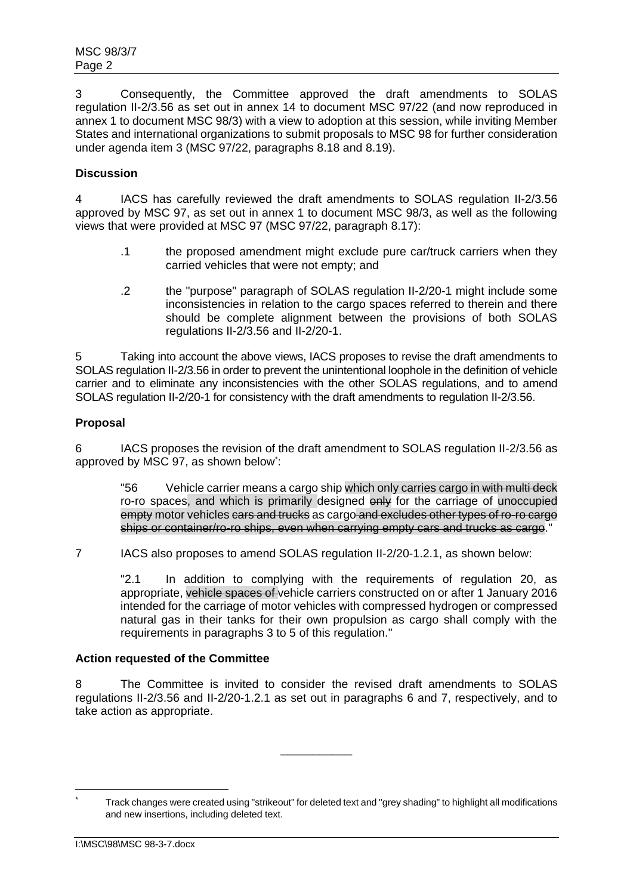3 Consequently, the Committee approved the draft amendments to SOLAS regulation II-2/3.56 as set out in annex 14 to document MSC 97/22 (and now reproduced in annex 1 to document MSC 98/3) with a view to adoption at this session, while inviting Member States and international organizations to submit proposals to MSC 98 for further consideration under agenda item 3 (MSC 97/22, paragraphs 8.18 and 8.19).

**Discussion**

4 IACS has carefully reviewed the draft amendments to SOLAS regulation II-2/3.56 approved by MSC 97, as set out in annex 1 to document MSC 98/3, as well as the following views that were provided at MSC 97 (MSC 97/22, paragraph 8.17):

> .1 the proposed amendment might exclude pure car/truck carriers when they carried vehicles that were not empty; and
>
> .2 the "purpose" paragraph of SOLAS regulation II-2/20-1 might include some inconsistencies in relation to the cargo spaces referred to therein and there should be complete alignment between the provisions of both SOLAS regulations II-2/3.56 and II-2/20-1.

5 Taking into account the above views, IACS proposes to revise the draft amendments to SOLAS regulation II-2/3.56 in order to prevent the unintentional loophole in the definition of vehicle carrier and to eliminate any inconsistencies with the other SOLAS regulations, and to amend SOLAS regulation II-2/20-1 for consistency with the draft amendments to regulation II-2/3.56.

**Proposal**

6 IACS proposes the revision of the draft amendment to SOLAS regulation II-2/3.56 as approved by MSC 97, as shown below[*]:

> "56 Vehicle carrier means a cargo ship which only carries cargo in ~~with multi deck~~ ro-ro spaces, and which is primarily designed ~~only~~ for the carriage of unoccupied ~~empty~~ motor vehicles ~~cars and trucks~~ as cargo ~~and excludes other types of ro-ro cargo ships or container/ro-ro ships, even when carrying empty cars and trucks as cargo~~."

7 IACS also proposes to amend SOLAS regulation II-2/20-1.2.1, as shown below:

> "2.1 In addition to complying with the requirements of regulation 20, as appropriate, ~~vehicle spaces of~~ vehicle carriers constructed on or after 1 January 2016 intended for the carriage of motor vehicles with compressed hydrogen or compressed natural gas in their tanks for their own propulsion as cargo shall comply with the requirements in paragraphs 3 to 5 of this regulation."

**Action requested of the Committee**

8 The Committee is invited to consider the revised draft amendments to SOLAS regulations II-2/3.56 and II-2/20-1.2.1 as set out in paragraphs 6 and 7, respectively, and to take action as appropriate.

___________

[*] Track changes were created using "strikeout" for deleted text and "grey shading" to highlight all modifications and new insertions, including deleted text.